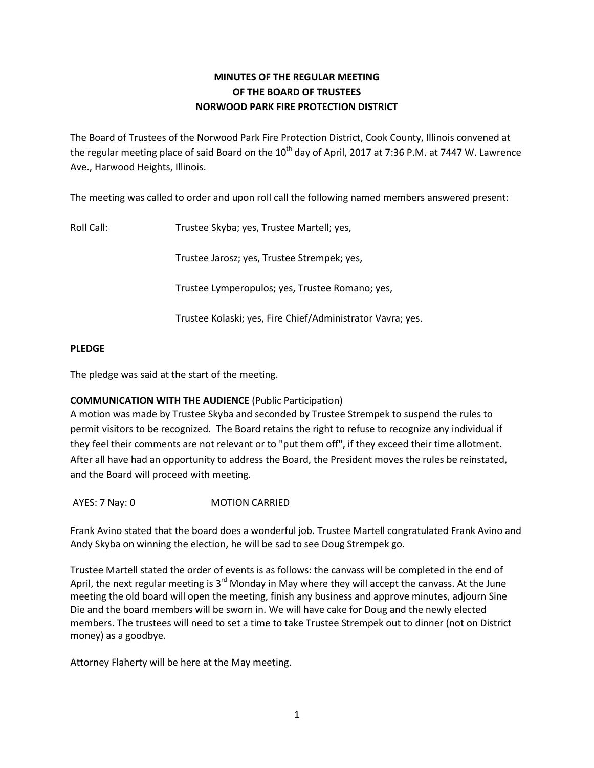# MINUTES OF THE REGULAR MEETING OF THE BOARD OF TRUSTEES NORWOOD PARK FIRE PROTECTION DISTRICT

The Board of Trustees of the Norwood Park Fire Protection District, Cook County, Illinois convened at the regular meeting place of said Board on the 10th day of April, 2017 at 7:36 P.M. at 7447 W. Lawrence Ave., Harwood Heights, Illinois.

The meeting was called to order and upon roll call the following named members answered present:

Roll Call: Trustee Skyba; yes, Trustee Martell; yes,

Trustee Jarosz; yes, Trustee Strempek; yes,

Trustee Lymperopulos; yes, Trustee Romano; yes,

Trustee Kolaski; yes, Fire Chief/Administrator Vavra; yes.

**PLEDGE**

The pledge was said at the start of the meeting.

**COMMUNICATION WITH THE AUDIENCE** (Public Participation)

A motion was made by Trustee Skyba and seconded by Trustee Strempek to suspend the rules to permit visitors to be recognized. The Board retains the right to refuse to recognize any individual if they feel their comments are not relevant or to "put them off", if they exceed their time allotment. After all have had an opportunity to address the Board, the President moves the rules be reinstated, and the Board will proceed with meeting.

AYES: 7 Nay: 0 MOTION CARRIED

Frank Avino stated that the board does a wonderful job. Trustee Martell congratulated Frank Avino and Andy Skyba on winning the election, he will be sad to see Doug Strempek go.

Trustee Martell stated the order of events is as follows: the canvass will be completed in the end of April, the next regular meeting is 3rd Monday in May where they will accept the canvass. At the June meeting the old board will open the meeting, finish any business and approve minutes, adjourn Sine Die and the board members will be sworn in. We will have cake for Doug and the newly elected members. The trustees will need to set a time to take Trustee Strempek out to dinner (not on District money) as a goodbye.

Attorney Flaherty will be here at the May meeting.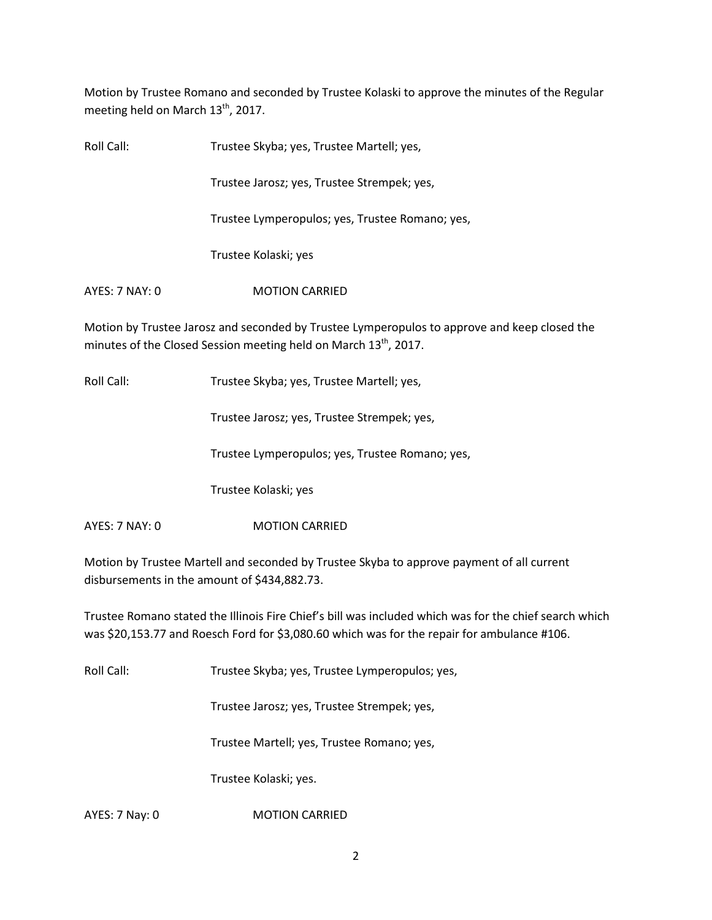Motion by Trustee Romano and seconded by Trustee Kolaski to approve the minutes of the Regular meeting held on March 13th, 2017.

Roll Call: Trustee Skyba; yes, Trustee Martell; yes,

Trustee Jarosz; yes, Trustee Strempek; yes,

Trustee Lymperopulos; yes, Trustee Romano; yes,

Trustee Kolaski; yes

AYES: 7 NAY: 0 MOTION CARRIED

Motion by Trustee Jarosz and seconded by Trustee Lymperopulos to approve and keep closed the minutes of the Closed Session meeting held on March 13th, 2017.

Roll Call: Trustee Skyba; yes, Trustee Martell; yes,

Trustee Jarosz; yes, Trustee Strempek; yes,

Trustee Lymperopulos; yes, Trustee Romano; yes,

Trustee Kolaski; yes

AYES: 7 NAY: 0 MOTION CARRIED

Motion by Trustee Martell and seconded by Trustee Skyba to approve payment of all current disbursements in the amount of $434,882.73.

Trustee Romano stated the Illinois Fire Chief's bill was included which was for the chief search which was $20,153.77 and Roesch Ford for $3,080.60 which was for the repair for ambulance #106.

Roll Call: Trustee Skyba; yes, Trustee Lymperopulos; yes,

Trustee Jarosz; yes, Trustee Strempek; yes,

Trustee Martell; yes, Trustee Romano; yes,

Trustee Kolaski; yes.

AYES: 7 Nay: 0 MOTION CARRIED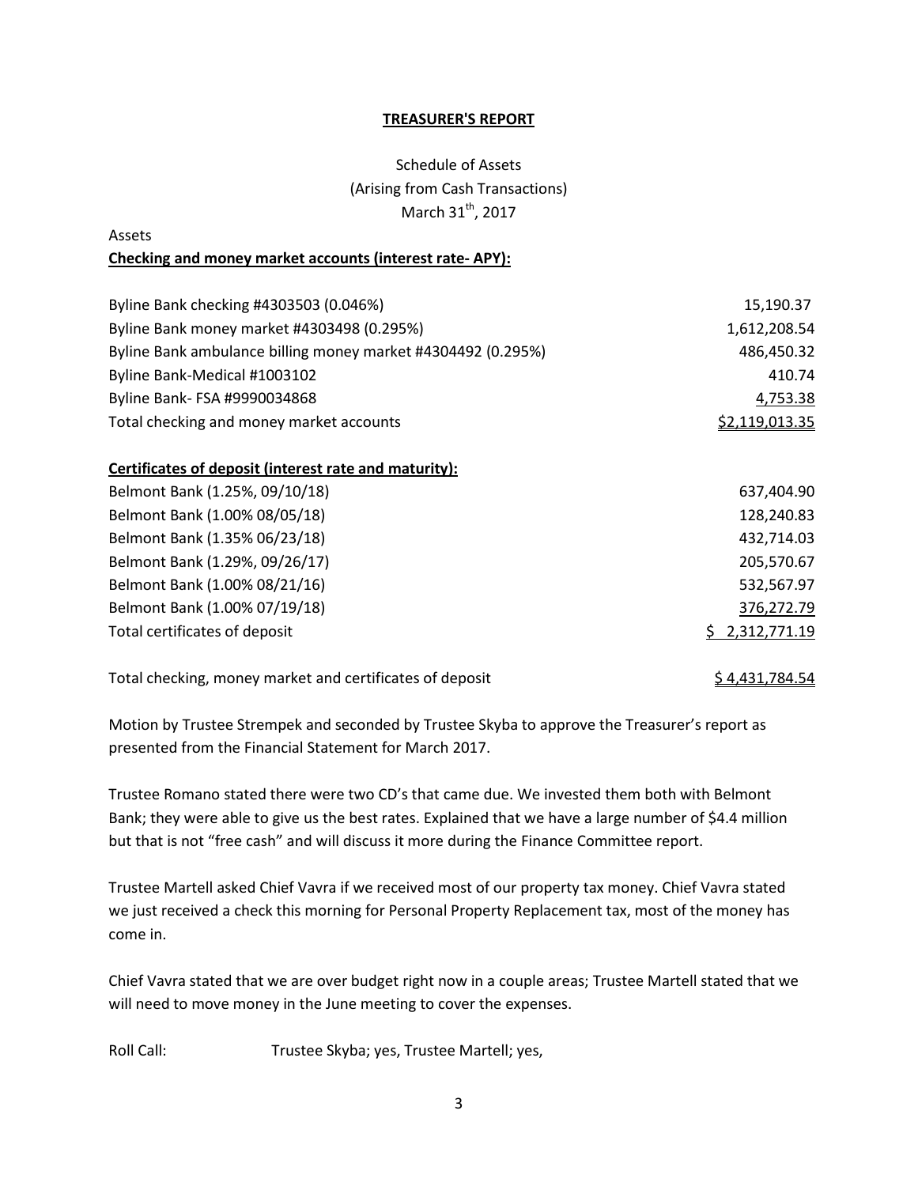**TREASURER'S REPORT**

Schedule of Assets
(Arising from Cash Transactions)
March 31th, 2017

Assets

**Checking and money market accounts (interest rate- APY):**

| | |
|---|---|
| Byline Bank checking #4303503 (0.046%) | 15,190.37 |
| Byline Bank money market #4303498 (0.295%) | 1,612,208.54 |
| Byline Bank ambulance billing money market #4304492 (0.295%) | 486,450.32 |
| Byline Bank-Medical #1003102 | 410.74 |
| Byline Bank- FSA #9990034868 | 4,753.38 |
| Total checking and money market accounts | $2,119,013.35 |

**Certificates of deposit (interest rate and maturity):**

| | |
|---|---|
| Belmont Bank (1.25%, 09/10/18) | 637,404.90 |
| Belmont Bank (1.00% 08/05/18) | 128,240.83 |
| Belmont Bank (1.35% 06/23/18) | 432,714.03 |
| Belmont Bank (1.29%, 09/26/17) | 205,570.67 |
| Belmont Bank (1.00% 08/21/16) | 532,567.97 |
| Belmont Bank (1.00% 07/19/18) | 376,272.79 |
| Total certificates of deposit | $ 2,312,771.19 |

| | |
|---|---|
| Total checking, money market and certificates of deposit | $ 4,431,784.54 |

Motion by Trustee Strempek and seconded by Trustee Skyba to approve the Treasurer's report as presented from the Financial Statement for March 2017.

Trustee Romano stated there were two CD's that came due. We invested them both with Belmont Bank; they were able to give us the best rates. Explained that we have a large number of $4.4 million but that is not "free cash" and will discuss it more during the Finance Committee report.

Trustee Martell asked Chief Vavra if we received most of our property tax money. Chief Vavra stated we just received a check this morning for Personal Property Replacement tax, most of the money has come in.

Chief Vavra stated that we are over budget right now in a couple areas; Trustee Martell stated that we will need to move money in the June meeting to cover the expenses.

Roll Call: Trustee Skyba; yes, Trustee Martell; yes,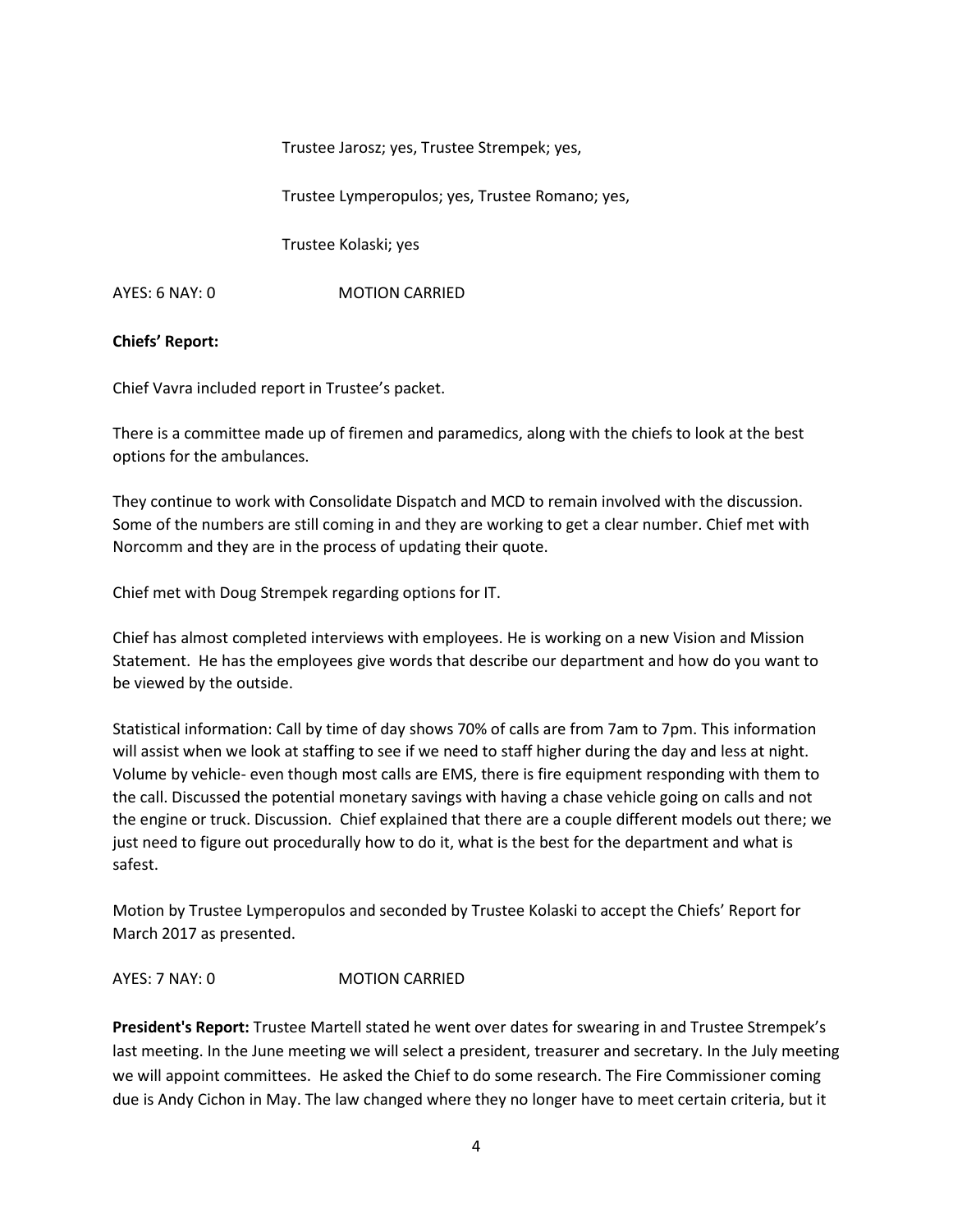Trustee Jarosz; yes, Trustee Strempek; yes,

Trustee Lymperopulos; yes, Trustee Romano; yes,

Trustee Kolaski; yes

AYES: 6 NAY: 0 MOTION CARRIED

**Chiefs' Report:**

Chief Vavra included report in Trustee's packet.

There is a committee made up of firemen and paramedics, along with the chiefs to look at the best options for the ambulances.

They continue to work with Consolidate Dispatch and MCD to remain involved with the discussion. Some of the numbers are still coming in and they are working to get a clear number. Chief met with Norcomm and they are in the process of updating their quote.

Chief met with Doug Strempek regarding options for IT.

Chief has almost completed interviews with employees. He is working on a new Vision and Mission Statement. He has the employees give words that describe our department and how do you want to be viewed by the outside.

Statistical information: Call by time of day shows 70% of calls are from 7am to 7pm. This information will assist when we look at staffing to see if we need to staff higher during the day and less at night. Volume by vehicle- even though most calls are EMS, there is fire equipment responding with them to the call. Discussed the potential monetary savings with having a chase vehicle going on calls and not the engine or truck. Discussion. Chief explained that there are a couple different models out there; we just need to figure out procedurally how to do it, what is the best for the department and what is safest.

Motion by Trustee Lymperopulos and seconded by Trustee Kolaski to accept the Chiefs' Report for March 2017 as presented.

AYES: 7 NAY: 0 MOTION CARRIED

**President's Report:** Trustee Martell stated he went over dates for swearing in and Trustee Strempek's last meeting. In the June meeting we will select a president, treasurer and secretary. In the July meeting we will appoint committees. He asked the Chief to do some research. The Fire Commissioner coming due is Andy Cichon in May. The law changed where they no longer have to meet certain criteria, but it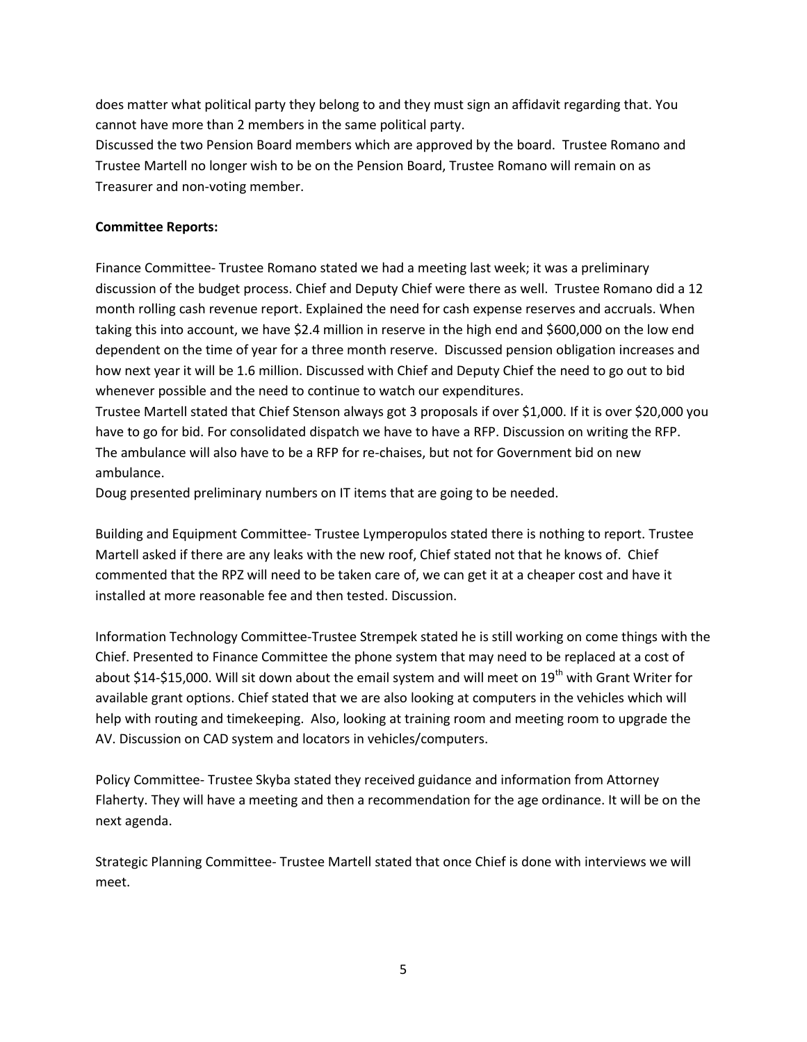does matter what political party they belong to and they must sign an affidavit regarding that. You cannot have more than 2 members in the same political party.
Discussed the two Pension Board members which are approved by the board. Trustee Romano and Trustee Martell no longer wish to be on the Pension Board, Trustee Romano will remain on as Treasurer and non-voting member.

**Committee Reports:**

Finance Committee- Trustee Romano stated we had a meeting last week; it was a preliminary discussion of the budget process. Chief and Deputy Chief were there as well. Trustee Romano did a 12 month rolling cash revenue report. Explained the need for cash expense reserves and accruals. When taking this into account, we have $2.4 million in reserve in the high end and $600,000 on the low end dependent on the time of year for a three month reserve. Discussed pension obligation increases and how next year it will be 1.6 million. Discussed with Chief and Deputy Chief the need to go out to bid whenever possible and the need to continue to watch our expenditures.
Trustee Martell stated that Chief Stenson always got 3 proposals if over $1,000. If it is over $20,000 you have to go for bid. For consolidated dispatch we have to have a RFP. Discussion on writing the RFP. The ambulance will also have to be a RFP for re-chaises, but not for Government bid on new ambulance.
Doug presented preliminary numbers on IT items that are going to be needed.

Building and Equipment Committee- Trustee Lymperopulos stated there is nothing to report. Trustee Martell asked if there are any leaks with the new roof, Chief stated not that he knows of. Chief commented that the RPZ will need to be taken care of, we can get it at a cheaper cost and have it installed at more reasonable fee and then tested. Discussion.

Information Technology Committee-Trustee Strempek stated he is still working on come things with the Chief. Presented to Finance Committee the phone system that may need to be replaced at a cost of about $14-$15,000. Will sit down about the email system and will meet on 19th with Grant Writer for available grant options. Chief stated that we are also looking at computers in the vehicles which will help with routing and timekeeping. Also, looking at training room and meeting room to upgrade the AV. Discussion on CAD system and locators in vehicles/computers.

Policy Committee- Trustee Skyba stated they received guidance and information from Attorney Flaherty. They will have a meeting and then a recommendation for the age ordinance. It will be on the next agenda.

Strategic Planning Committee- Trustee Martell stated that once Chief is done with interviews we will meet.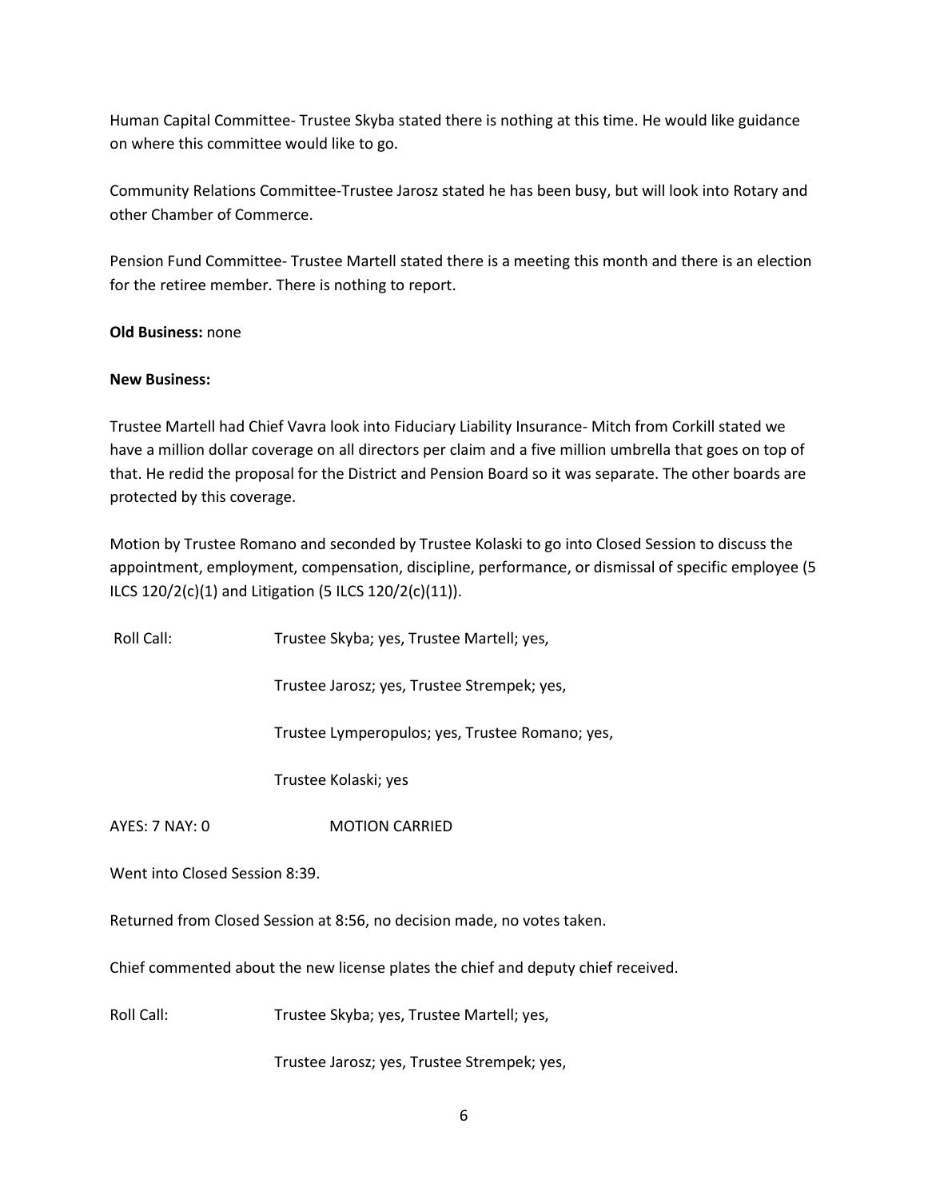Human Capital Committee- Trustee Skyba stated there is nothing at this time. He would like guidance on where this committee would like to go.

Community Relations Committee-Trustee Jarosz stated he has been busy, but will look into Rotary and other Chamber of Commerce.

Pension Fund Committee- Trustee Martell stated there is a meeting this month and there is an election for the retiree member. There is nothing to report.

**Old Business:** none

**New Business:**

Trustee Martell had Chief Vavra look into Fiduciary Liability Insurance- Mitch from Corkill stated we have a million dollar coverage on all directors per claim and a five million umbrella that goes on top of that. He redid the proposal for the District and Pension Board so it was separate. The other boards are protected by this coverage.

Motion by Trustee Romano and seconded by Trustee Kolaski to go into Closed Session to discuss the appointment, employment, compensation, discipline, performance, or dismissal of specific employee (5 ILCS 120/2(c)(1) and Litigation (5 ILCS 120/2(c)(11)).

Roll Call: Trustee Skyba; yes, Trustee Martell; yes,

Trustee Jarosz; yes, Trustee Strempek; yes,

Trustee Lymperopulos; yes, Trustee Romano; yes,

Trustee Kolaski; yes

AYES: 7 NAY: 0 MOTION CARRIED

Went into Closed Session 8:39.

Returned from Closed Session at 8:56, no decision made, no votes taken.

Chief commented about the new license plates the chief and deputy chief received.

Roll Call: Trustee Skyba; yes, Trustee Martell; yes,

Trustee Jarosz; yes, Trustee Strempek; yes,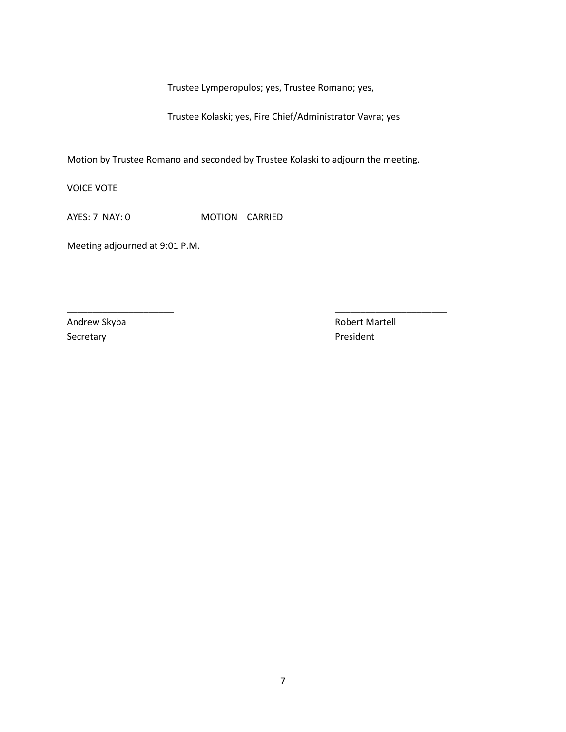Trustee Lymperopulos; yes, Trustee Romano; yes,

Trustee Kolaski; yes, Fire Chief/Administrator Vavra; yes

Motion by Trustee Romano and seconded by Trustee Kolaski to adjourn the meeting.

VOICE VOTE

AYES: 7 NAY: 0 MOTION CARRIED

Meeting adjourned at 9:01 P.M.

_____________________ ______________________

Andrew Skyba Robert Martell

Secretary President